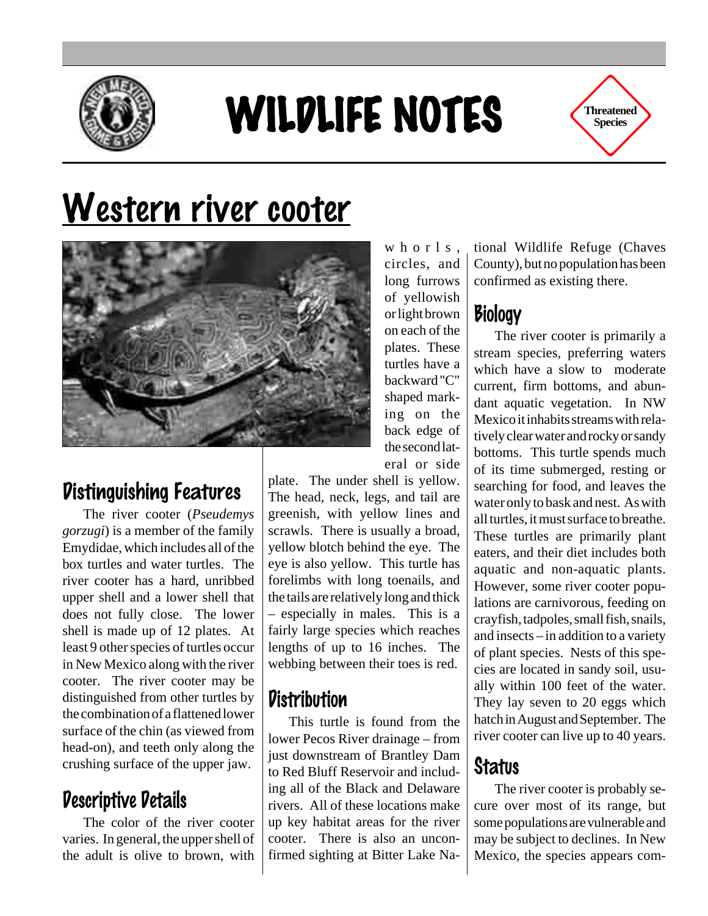# WILDLIFE NOTES

Threatened Species

# Western river cooter

## Distinguishing Features

The river cooter (*Pseudemys gorzugi*) is a member of the family Emydidae, which includes all of the box turtles and water turtles. The river cooter has a hard, unribbed upper shell and a lower shell that does not fully close. The lower shell is made up of 12 plates. At least 9 other species of turtles occur in New Mexico along with the river cooter. The river cooter may be distinguished from other turtles by the combination of a flattened lower surface of the chin (as viewed from head-on), and teeth only along the crushing surface of the upper jaw.

## Descriptive Details

The color of the river cooter varies. In general, the upper shell of the adult is olive to brown, with whorls, circles, and long furrows of yellowish or light brown on each of the plates. These turtles have a backward "C" shaped marking on the back edge of the second lateral or side plate. The under shell is yellow. The head, neck, legs, and tail are greenish, with yellow lines and scrawls. There is usually a broad, yellow blotch behind the eye. The eye is also yellow. This turtle has forelimbs with long toenails, and the tails are relatively long and thick – especially in males. This is a fairly large species which reaches lengths of up to 16 inches. The webbing between their toes is red.

## Distribution

This turtle is found from the lower Pecos River drainage – from just downstream of Brantley Dam to Red Bluff Reservoir and including all of the Black and Delaware rivers. All of these locations make up key habitat areas for the river cooter. There is also an unconfirmed sighting at Bitter Lake National Wildlife Refuge (Chaves County), but no population has been confirmed as existing there.

## Biology

The river cooter is primarily a stream species, preferring waters which have a slow to moderate current, firm bottoms, and abundant aquatic vegetation. In NW Mexico it inhabits streams with relatively clear water and rocky or sandy bottoms. This turtle spends much of its time submerged, resting or searching for food, and leaves the water only to bask and nest. As with all turtles, it must surface to breathe. These turtles are primarily plant eaters, and their diet includes both aquatic and non-aquatic plants. However, some river cooter populations are carnivorous, feeding on crayfish, tadpoles, small fish, snails, and insects – in addition to a variety of plant species. Nests of this species are located in sandy soil, usually within 100 feet of the water. They lay seven to 20 eggs which hatch in August and September. The river cooter can live up to 40 years.

## Status

The river cooter is probably secure over most of its range, but some populations are vulnerable and may be subject to declines. In New Mexico, the species appears com-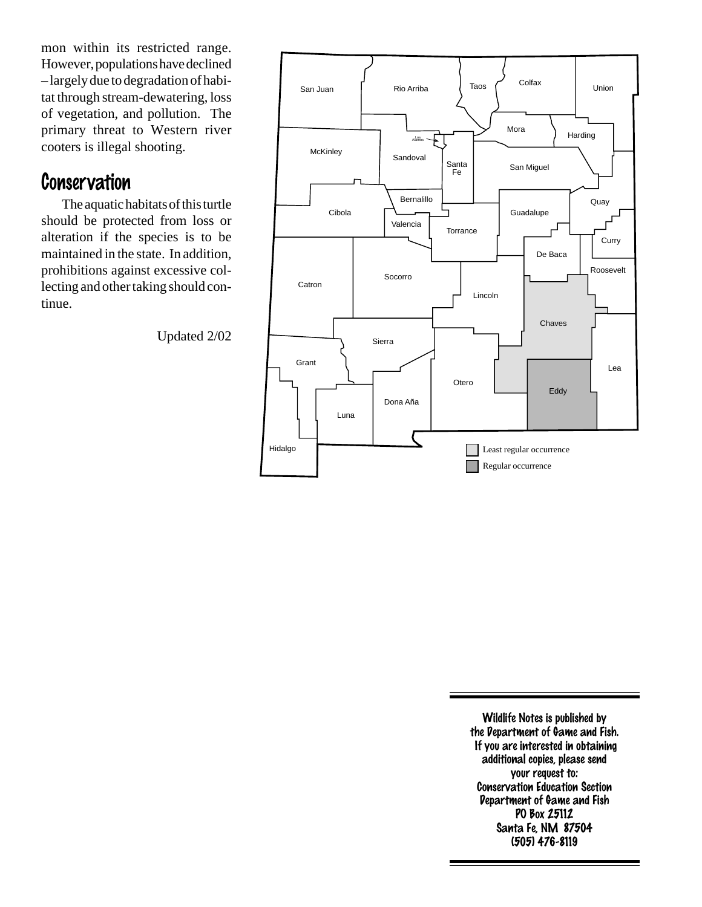mon within its restricted range. However, populations have declined – largely due to degradation of habitat through stream-dewatering, loss of vegetation, and pollution. The primary threat to Western river cooters is illegal shooting.

## Conservation

The aquatic habitats of this turtle should be protected from loss or alteration if the species is to be maintained in the state. In addition, prohibitions against excessive collecting and other taking should continue.

Updated 2/02

San Juan
Rio Arriba
Taos
Colfax
Union
Mora
Harding
Los Alamos
McKinley
Sandoval
Santa Fe
San Miguel
Bernalillo
Quay
Cibola
Guadalupe
Valencia
Torrance
Curry
De Baca
Roosevelt
Catron
Socorro
Lincoln
Chaves
Sierra
Grant
Lea
Otero
Eddy
Dona Aña
Luna
Hidalgo

Least regular occurrence
Regular occurrence

**Wildlife Notes is published by the Department of Game and Fish. If you are interested in obtaining additional copies, please send your request to:**
**Conservation Education Section**
**Department of Game and Fish**
**PO Box 25112**
**Santa Fe, NM 87504**
**(505) 476-8119**